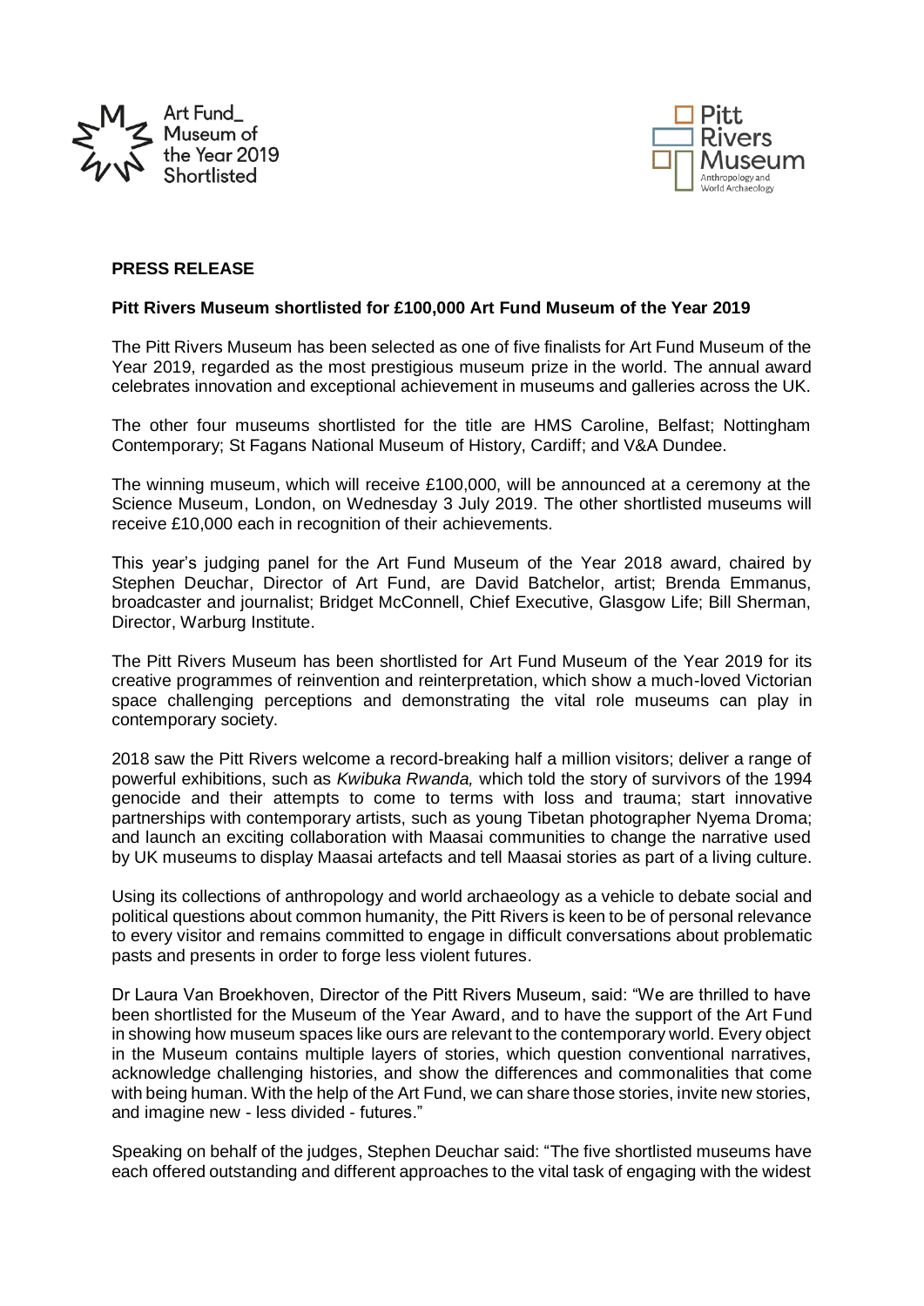Art Fund_ Museum of the Year 2019 Shortlisted

Pitt Rivers Museum
Anthropology and World Archaeology

**PRESS RELEASE**

**Pitt Rivers Museum shortlisted for £100,000 Art Fund Museum of the Year 2019**

The Pitt Rivers Museum has been selected as one of five finalists for Art Fund Museum of the Year 2019, regarded as the most prestigious museum prize in the world. The annual award celebrates innovation and exceptional achievement in museums and galleries across the UK.

The other four museums shortlisted for the title are HMS Caroline, Belfast; Nottingham Contemporary; St Fagans National Museum of History, Cardiff; and V&A Dundee.

The winning museum, which will receive £100,000, will be announced at a ceremony at the Science Museum, London, on Wednesday 3 July 2019. The other shortlisted museums will receive £10,000 each in recognition of their achievements.

This year's judging panel for the Art Fund Museum of the Year 2018 award, chaired by Stephen Deuchar, Director of Art Fund, are David Batchelor, artist; Brenda Emmanus, broadcaster and journalist; Bridget McConnell, Chief Executive, Glasgow Life; Bill Sherman, Director, Warburg Institute.

The Pitt Rivers Museum has been shortlisted for Art Fund Museum of the Year 2019 for its creative programmes of reinvention and reinterpretation, which show a much-loved Victorian space challenging perceptions and demonstrating the vital role museums can play in contemporary society.

2018 saw the Pitt Rivers welcome a record-breaking half a million visitors; deliver a range of powerful exhibitions, such as *Kwibuka Rwanda,* which told the story of survivors of the 1994 genocide and their attempts to come to terms with loss and trauma; start innovative partnerships with contemporary artists, such as young Tibetan photographer Nyema Droma; and launch an exciting collaboration with Maasai communities to change the narrative used by UK museums to display Maasai artefacts and tell Maasai stories as part of a living culture.

Using its collections of anthropology and world archaeology as a vehicle to debate social and political questions about common humanity, the Pitt Rivers is keen to be of personal relevance to every visitor and remains committed to engage in difficult conversations about problematic pasts and presents in order to forge less violent futures.

Dr Laura Van Broekhoven, Director of the Pitt Rivers Museum, said: "We are thrilled to have been shortlisted for the Museum of the Year Award, and to have the support of the Art Fund in showing how museum spaces like ours are relevant to the contemporary world. Every object in the Museum contains multiple layers of stories, which question conventional narratives, acknowledge challenging histories, and show the differences and commonalities that come with being human. With the help of the Art Fund, we can share those stories, invite new stories, and imagine new - less divided - futures."

Speaking on behalf of the judges, Stephen Deuchar said: "The five shortlisted museums have each offered outstanding and different approaches to the vital task of engaging with the widest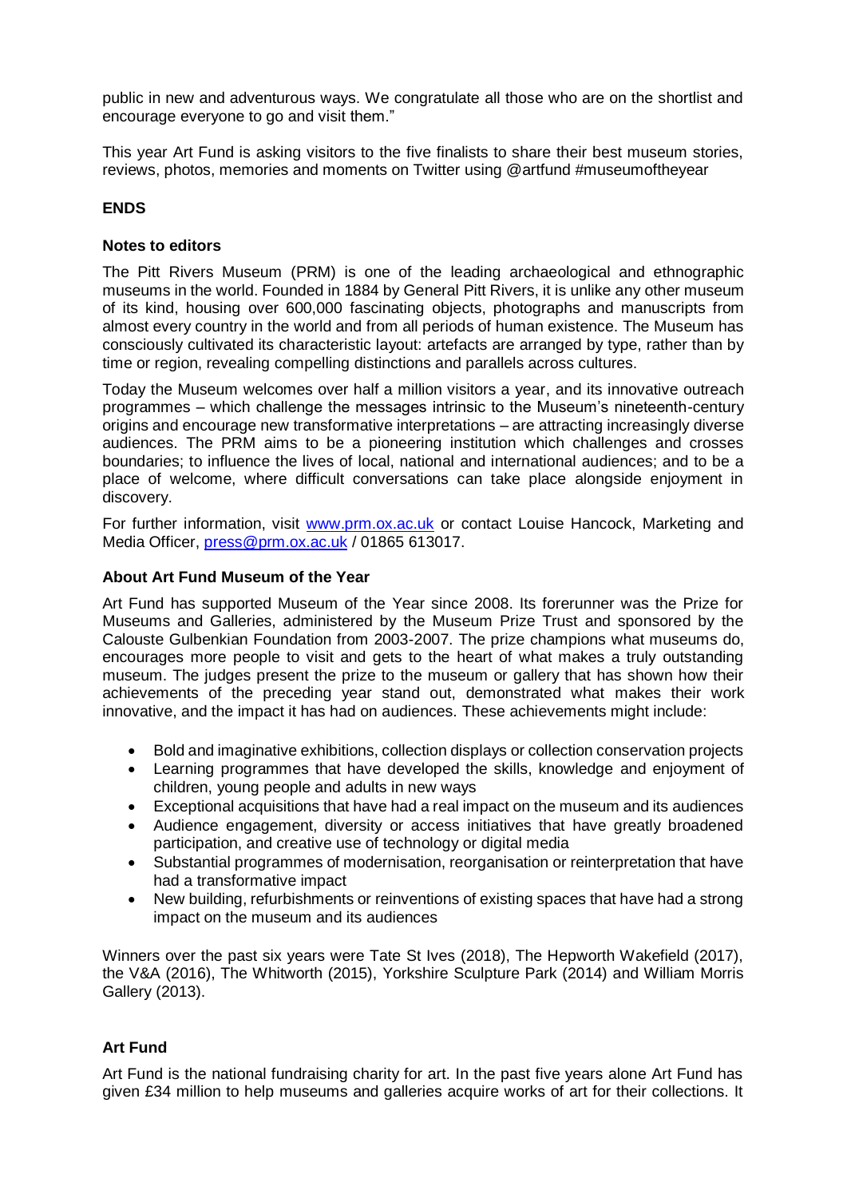public in new and adventurous ways. We congratulate all those who are on the shortlist and encourage everyone to go and visit them."

This year Art Fund is asking visitors to the five finalists to share their best museum stories, reviews, photos, memories and moments on Twitter using @artfund #museumoftheyear

**ENDS**

**Notes to editors**

The Pitt Rivers Museum (PRM) is one of the leading archaeological and ethnographic museums in the world. Founded in 1884 by General Pitt Rivers, it is unlike any other museum of its kind, housing over 600,000 fascinating objects, photographs and manuscripts from almost every country in the world and from all periods of human existence. The Museum has consciously cultivated its characteristic layout: artefacts are arranged by type, rather than by time or region, revealing compelling distinctions and parallels across cultures.

Today the Museum welcomes over half a million visitors a year, and its innovative outreach programmes – which challenge the messages intrinsic to the Museum's nineteenth-century origins and encourage new transformative interpretations – are attracting increasingly diverse audiences. The PRM aims to be a pioneering institution which challenges and crosses boundaries; to influence the lives of local, national and international audiences; and to be a place of welcome, where difficult conversations can take place alongside enjoyment in discovery.

For further information, visit [www.prm.ox.ac.uk](http://www.prm.ox.ac.uk) or contact Louise Hancock, Marketing and Media Officer, [press@prm.ox.ac.uk](mailto:press@prm.ox.ac.uk) / 01865 613017.

**About Art Fund Museum of the Year**

Art Fund has supported Museum of the Year since 2008. Its forerunner was the Prize for Museums and Galleries, administered by the Museum Prize Trust and sponsored by the Calouste Gulbenkian Foundation from 2003-2007. The prize champions what museums do, encourages more people to visit and gets to the heart of what makes a truly outstanding museum. The judges present the prize to the museum or gallery that has shown how their achievements of the preceding year stand out, demonstrated what makes their work innovative, and the impact it has had on audiences. These achievements might include:

- Bold and imaginative exhibitions, collection displays or collection conservation projects
- Learning programmes that have developed the skills, knowledge and enjoyment of children, young people and adults in new ways
- Exceptional acquisitions that have had a real impact on the museum and its audiences
- Audience engagement, diversity or access initiatives that have greatly broadened participation, and creative use of technology or digital media
- Substantial programmes of modernisation, reorganisation or reinterpretation that have had a transformative impact
- New building, refurbishments or reinventions of existing spaces that have had a strong impact on the museum and its audiences

Winners over the past six years were Tate St Ives (2018), The Hepworth Wakefield (2017), the V&A (2016), The Whitworth (2015), Yorkshire Sculpture Park (2014) and William Morris Gallery (2013).

**Art Fund**

Art Fund is the national fundraising charity for art. In the past five years alone Art Fund has given £34 million to help museums and galleries acquire works of art for their collections. It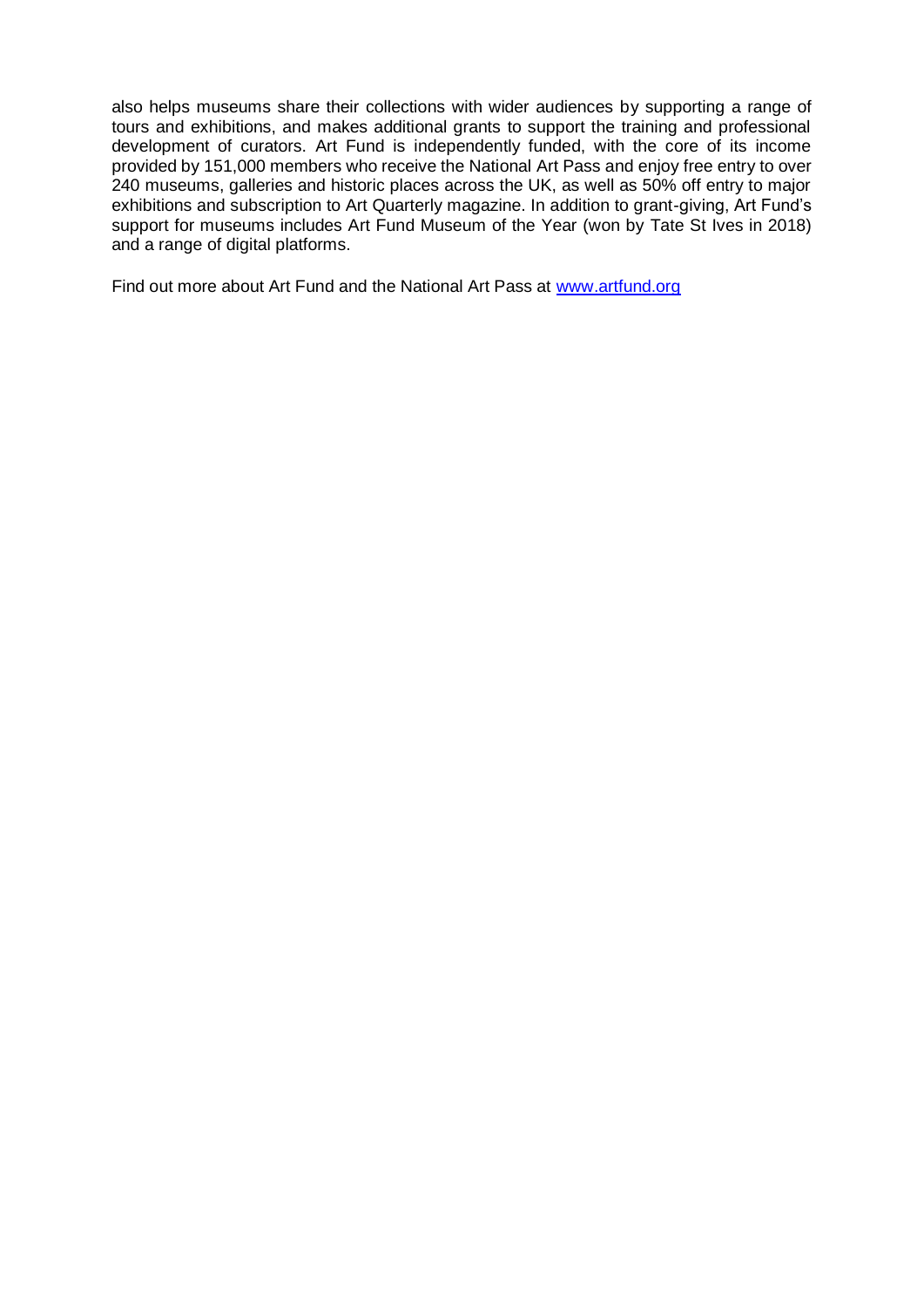also helps museums share their collections with wider audiences by supporting a range of tours and exhibitions, and makes additional grants to support the training and professional development of curators. Art Fund is independently funded, with the core of its income provided by 151,000 members who receive the National Art Pass and enjoy free entry to over 240 museums, galleries and historic places across the UK, as well as 50% off entry to major exhibitions and subscription to Art Quarterly magazine. In addition to grant-giving, Art Fund's support for museums includes Art Fund Museum of the Year (won by Tate St Ives in 2018) and a range of digital platforms.

Find out more about Art Fund and the National Art Pass at [www.artfund.org](http://www.artfund.org)